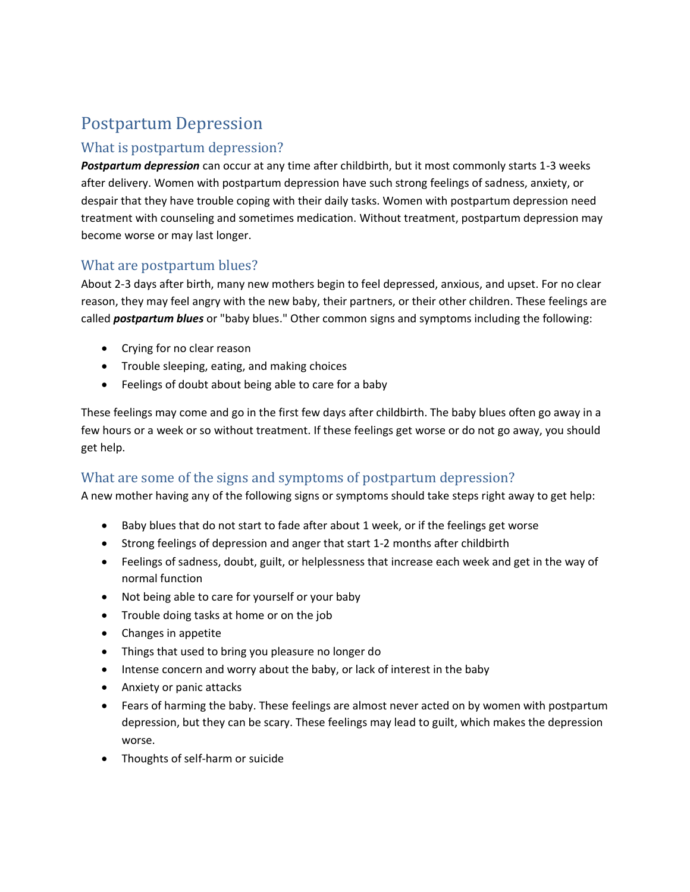# Postpartum Depression

## What is postpartum depression?

***Postpartum depression*** can occur at any time after childbirth, but it most commonly starts 1-3 weeks after delivery. Women with postpartum depression have such strong feelings of sadness, anxiety, or despair that they have trouble coping with their daily tasks. Women with postpartum depression need treatment with counseling and sometimes medication. Without treatment, postpartum depression may become worse or may last longer.

## What are postpartum blues?

About 2-3 days after birth, many new mothers begin to feel depressed, anxious, and upset. For no clear reason, they may feel angry with the new baby, their partners, or their other children. These feelings are called ***postpartum blues*** or "baby blues." Other common signs and symptoms including the following:

- Crying for no clear reason
- Trouble sleeping, eating, and making choices
- Feelings of doubt about being able to care for a baby

These feelings may come and go in the first few days after childbirth. The baby blues often go away in a few hours or a week or so without treatment. If these feelings get worse or do not go away, you should get help.

## What are some of the signs and symptoms of postpartum depression?

A new mother having any of the following signs or symptoms should take steps right away to get help:

- Baby blues that do not start to fade after about 1 week, or if the feelings get worse
- Strong feelings of depression and anger that start 1-2 months after childbirth
- Feelings of sadness, doubt, guilt, or helplessness that increase each week and get in the way of normal function
- Not being able to care for yourself or your baby
- Trouble doing tasks at home or on the job
- Changes in appetite
- Things that used to bring you pleasure no longer do
- Intense concern and worry about the baby, or lack of interest in the baby
- Anxiety or panic attacks
- Fears of harming the baby. These feelings are almost never acted on by women with postpartum depression, but they can be scary. These feelings may lead to guilt, which makes the depression worse.
- Thoughts of self-harm or suicide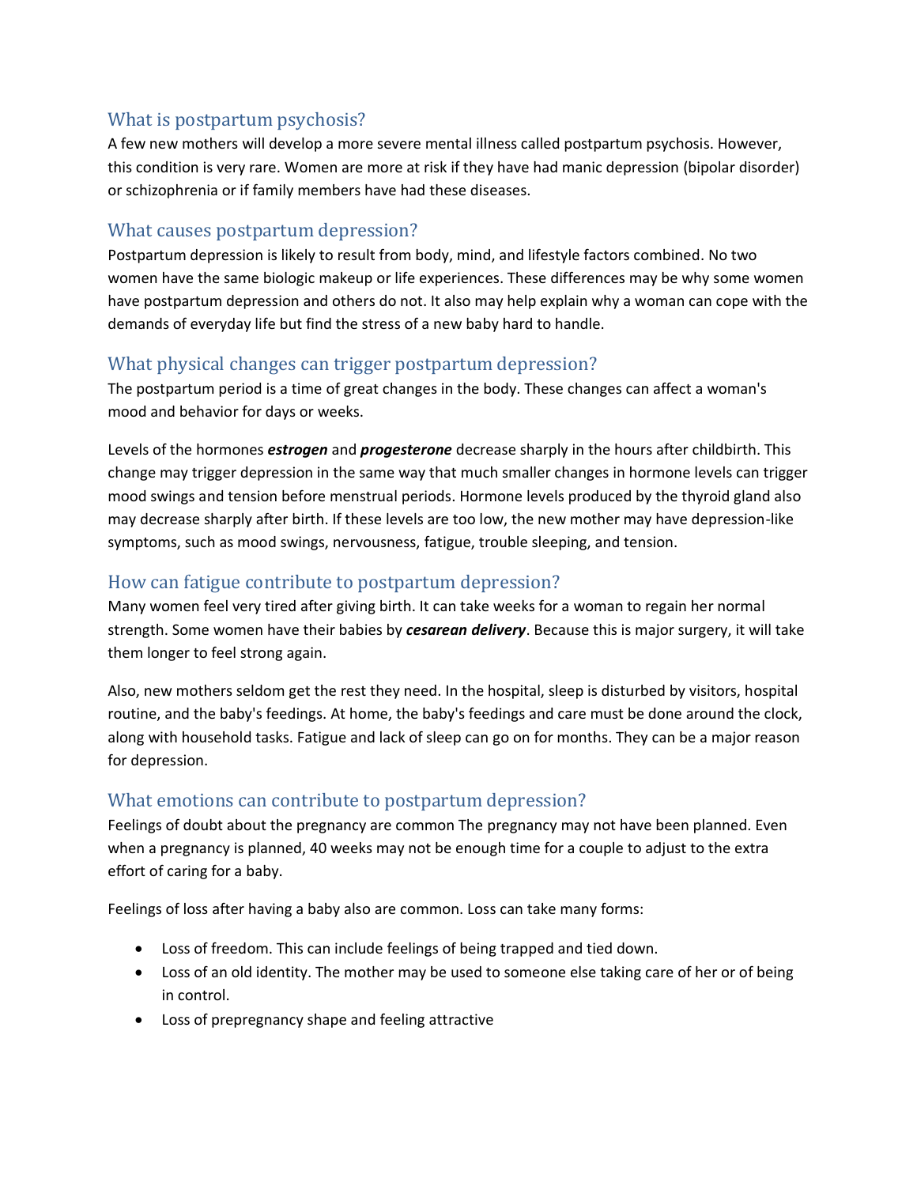## What is postpartum psychosis?

A few new mothers will develop a more severe mental illness called postpartum psychosis. However, this condition is very rare. Women are more at risk if they have had manic depression (bipolar disorder) or schizophrenia or if family members have had these diseases.

## What causes postpartum depression?

Postpartum depression is likely to result from body, mind, and lifestyle factors combined. No two women have the same biologic makeup or life experiences. These differences may be why some women have postpartum depression and others do not. It also may help explain why a woman can cope with the demands of everyday life but find the stress of a new baby hard to handle.

## What physical changes can trigger postpartum depression?

The postpartum period is a time of great changes in the body. These changes can affect a woman's mood and behavior for days or weeks.

Levels of the hormones ***estrogen*** and ***progesterone*** decrease sharply in the hours after childbirth. This change may trigger depression in the same way that much smaller changes in hormone levels can trigger mood swings and tension before menstrual periods. Hormone levels produced by the thyroid gland also may decrease sharply after birth. If these levels are too low, the new mother may have depression-like symptoms, such as mood swings, nervousness, fatigue, trouble sleeping, and tension.

## How can fatigue contribute to postpartum depression?

Many women feel very tired after giving birth. It can take weeks for a woman to regain her normal strength. Some women have their babies by ***cesarean delivery***. Because this is major surgery, it will take them longer to feel strong again.

Also, new mothers seldom get the rest they need. In the hospital, sleep is disturbed by visitors, hospital routine, and the baby's feedings. At home, the baby's feedings and care must be done around the clock, along with household tasks. Fatigue and lack of sleep can go on for months. They can be a major reason for depression.

## What emotions can contribute to postpartum depression?

Feelings of doubt about the pregnancy are common The pregnancy may not have been planned. Even when a pregnancy is planned, 40 weeks may not be enough time for a couple to adjust to the extra effort of caring for a baby.

Feelings of loss after having a baby also are common. Loss can take many forms:

- Loss of freedom. This can include feelings of being trapped and tied down.
- Loss of an old identity. The mother may be used to someone else taking care of her or of being in control.
- Loss of prepregnancy shape and feeling attractive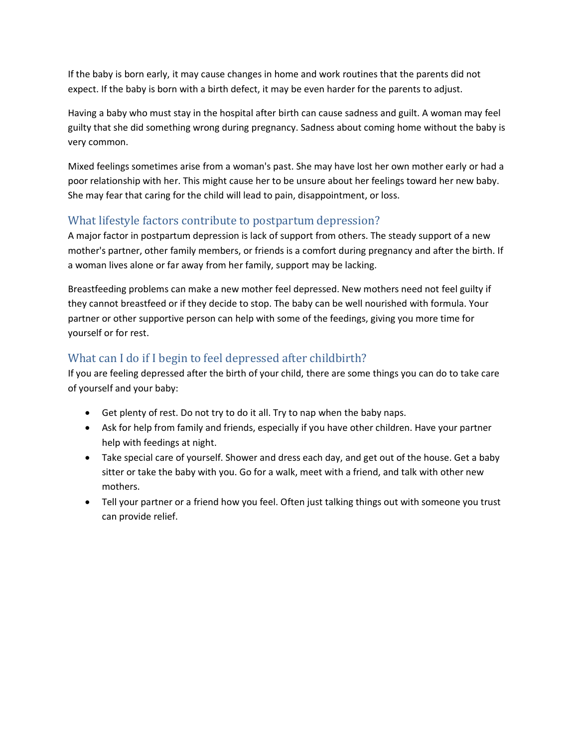If the baby is born early, it may cause changes in home and work routines that the parents did not expect. If the baby is born with a birth defect, it may be even harder for the parents to adjust.

Having a baby who must stay in the hospital after birth can cause sadness and guilt. A woman may feel guilty that she did something wrong during pregnancy. Sadness about coming home without the baby is very common.

Mixed feelings sometimes arise from a woman's past. She may have lost her own mother early or had a poor relationship with her. This might cause her to be unsure about her feelings toward her new baby. She may fear that caring for the child will lead to pain, disappointment, or loss.

## What lifestyle factors contribute to postpartum depression?

A major factor in postpartum depression is lack of support from others. The steady support of a new mother's partner, other family members, or friends is a comfort during pregnancy and after the birth. If a woman lives alone or far away from her family, support may be lacking.

Breastfeeding problems can make a new mother feel depressed. New mothers need not feel guilty if they cannot breastfeed or if they decide to stop. The baby can be well nourished with formula. Your partner or other supportive person can help with some of the feedings, giving you more time for yourself or for rest.

## What can I do if I begin to feel depressed after childbirth?

If you are feeling depressed after the birth of your child, there are some things you can do to take care of yourself and your baby:

- Get plenty of rest. Do not try to do it all. Try to nap when the baby naps.
- Ask for help from family and friends, especially if you have other children. Have your partner help with feedings at night.
- Take special care of yourself. Shower and dress each day, and get out of the house. Get a baby sitter or take the baby with you. Go for a walk, meet with a friend, and talk with other new mothers.
- Tell your partner or a friend how you feel. Often just talking things out with someone you trust can provide relief.